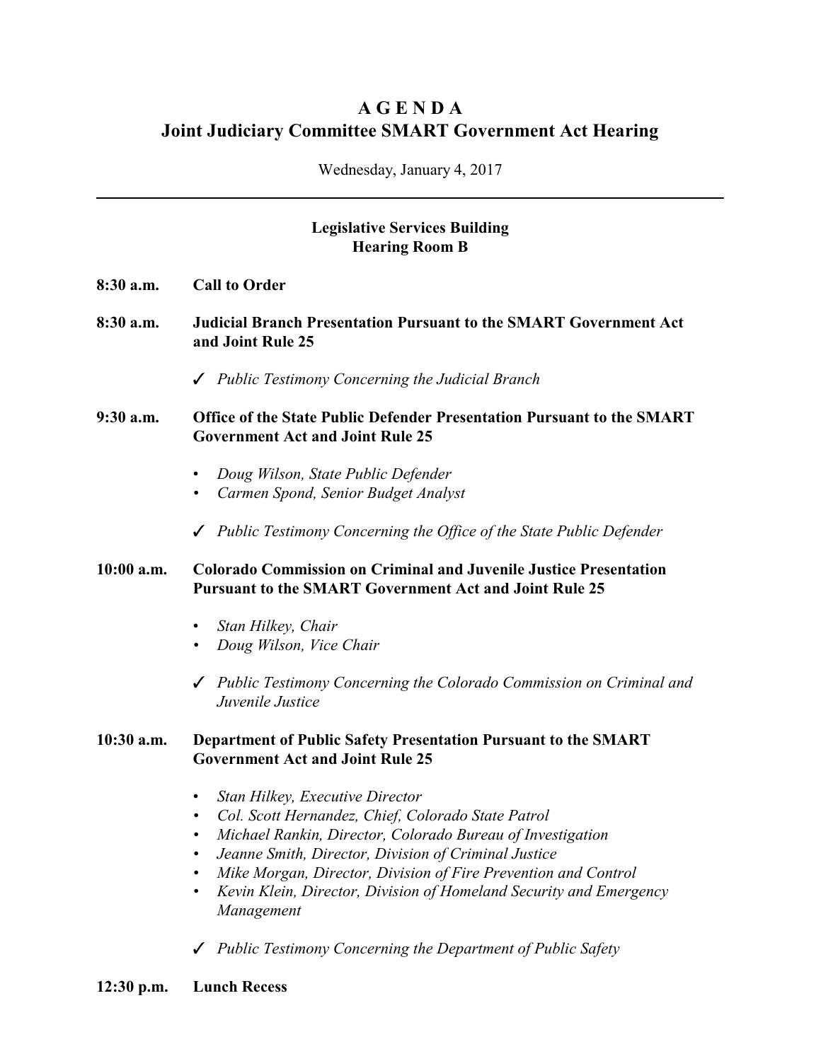# A G E N D A
# Joint Judiciary Committee SMART Government Act Hearing

Wednesday, January 4, 2017

---

**Legislative Services Building**
**Hearing Room B**

**8:30 a.m.** **Call to Order**

**8:30 a.m.** **Judicial Branch Presentation Pursuant to the SMART Government Act and Joint Rule 25**

✓ *Public Testimony Concerning the Judicial Branch*

**9:30 a.m.** **Office of the State Public Defender Presentation Pursuant to the SMART Government Act and Joint Rule 25**

- *Doug Wilson, State Public Defender*
- *Carmen Spond, Senior Budget Analyst*

✓ *Public Testimony Concerning the Office of the State Public Defender*

**10:00 a.m.** **Colorado Commission on Criminal and Juvenile Justice Presentation Pursuant to the SMART Government Act and Joint Rule 25**

- *Stan Hilkey, Chair*
- *Doug Wilson, Vice Chair*

✓ *Public Testimony Concerning the Colorado Commission on Criminal and Juvenile Justice*

**10:30 a.m.** **Department of Public Safety Presentation Pursuant to the SMART Government Act and Joint Rule 25**

- *Stan Hilkey, Executive Director*
- *Col. Scott Hernandez, Chief, Colorado State Patrol*
- *Michael Rankin, Director, Colorado Bureau of Investigation*
- *Jeanne Smith, Director, Division of Criminal Justice*
- *Mike Morgan, Director, Division of Fire Prevention and Control*
- *Kevin Klein, Director, Division of Homeland Security and Emergency Management*

✓ *Public Testimony Concerning the Department of Public Safety*

**12:30 p.m.** **Lunch Recess**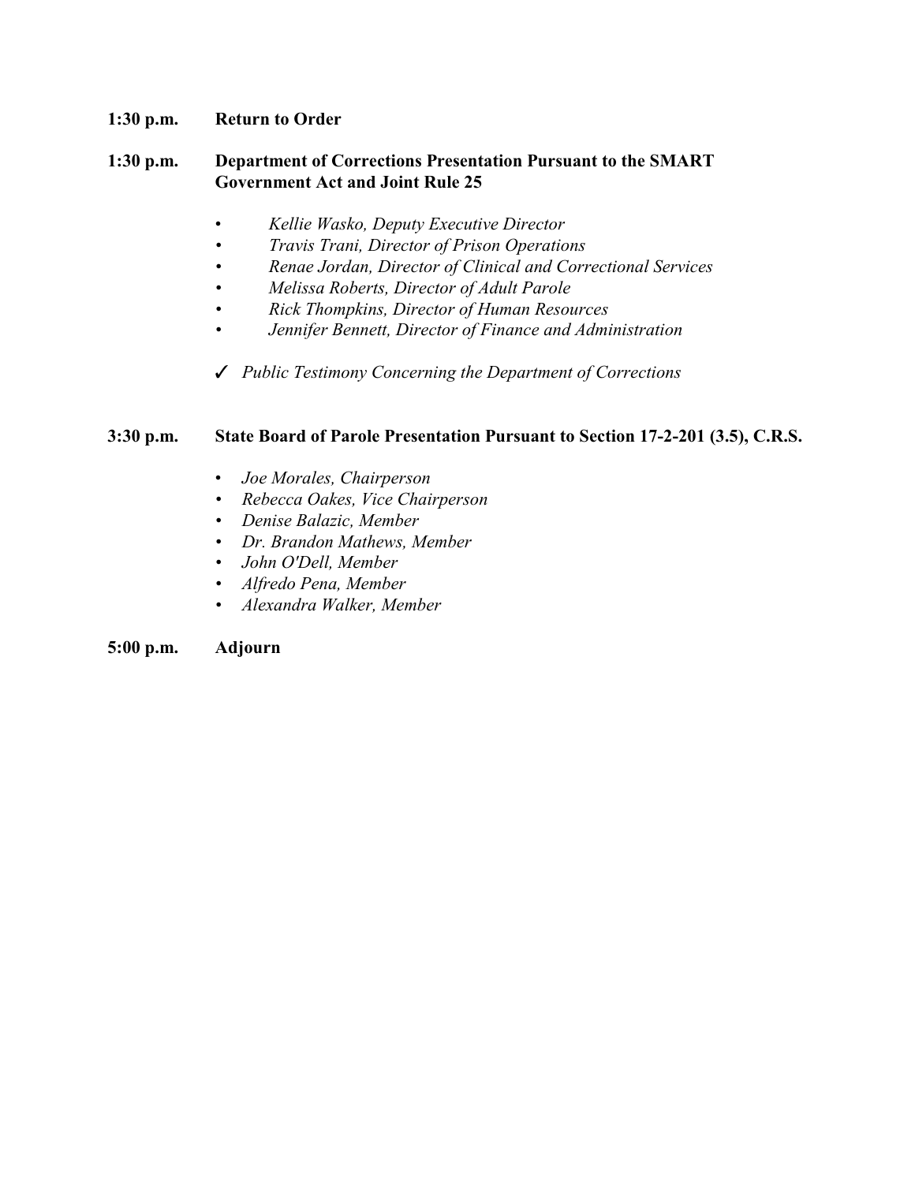**1:30 p.m.** **Return to Order**

**1:30 p.m.** **Department of Corrections Presentation Pursuant to the SMART Government Act and Joint Rule 25**

- *Kellie Wasko, Deputy Executive Director*
- *Travis Trani, Director of Prison Operations*
- *Renae Jordan, Director of Clinical and Correctional Services*
- *Melissa Roberts, Director of Adult Parole*
- *Rick Thompkins, Director of Human Resources*
- *Jennifer Bennett, Director of Finance and Administration*

✓ *Public Testimony Concerning the Department of Corrections*

**3:30 p.m.** **State Board of Parole Presentation Pursuant to Section 17-2-201 (3.5), C.R.S.**

- *Joe Morales, Chairperson*
- *Rebecca Oakes, Vice Chairperson*
- *Denise Balazic, Member*
- *Dr. Brandon Mathews, Member*
- *John O'Dell, Member*
- *Alfredo Pena, Member*
- *Alexandra Walker, Member*

**5:00 p.m.** **Adjourn**